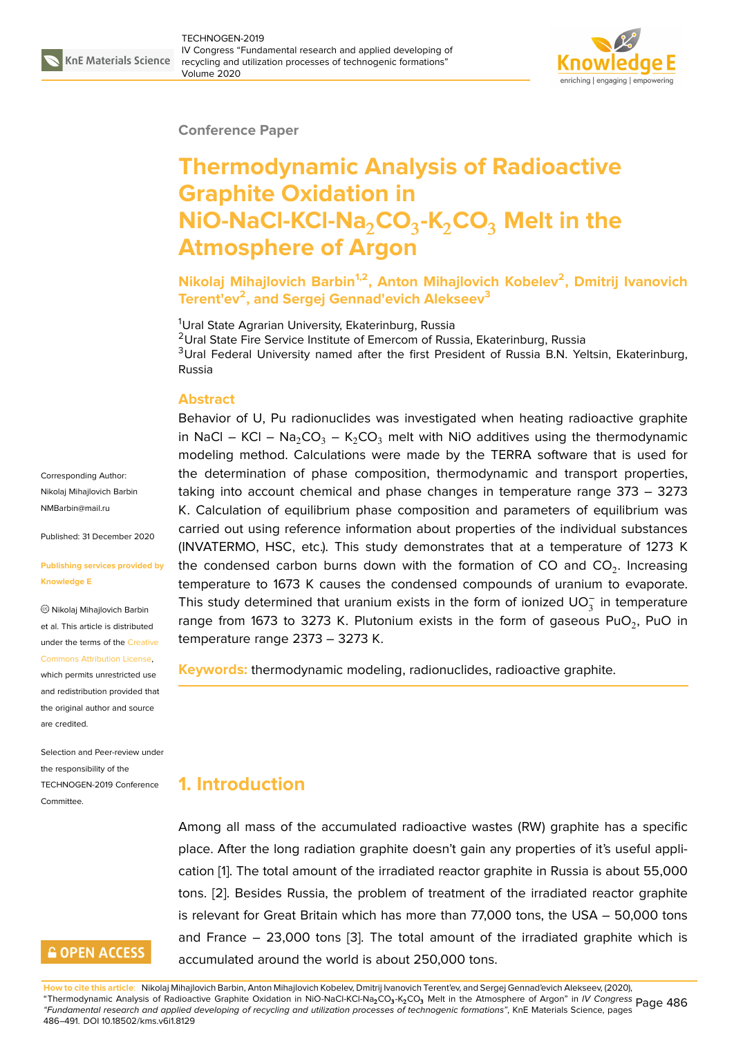Conference Paper

# Thermodynamic Analysis of Radioactive Graphite Oxidation in NiO-NaCl-KCl-$Na_2CO_3$-$K_2CO_3$ Melt in the Atmosphere of Argon

**Nikolaj Mihajlovich Barbin[1,2], Anton Mihajlovich Kobelev[2], Dmitrij Ivanovich Terent'ev[2], and Sergej Gennad'evich Alekseev[3]**

[1]Ural State Agrarian University, Ekaterinburg, Russia
[2]Ural State Fire Service Institute of Emercom of Russia, Ekaterinburg, Russia
[3]Ural Federal University named after the first President of Russia B.N. Yeltsin, Ekaterinburg, Russia

Corresponding Author: Nikolaj Mihajlovich Barbin NMBarbin@mail.ru

Published: 31 December 2020

Publishing services provided by Knowledge E

© Nikolaj Mihajlovich Barbin et al. This article is distributed under the terms of the Creative Commons Attribution License, which permits unrestricted use and redistribution provided that the original author and source are credited.

Selection and Peer-review under the responsibility of the TECHNOGEN-2019 Conference Committee.

## Abstract

Behavior of U, Pu radionuclides was investigated when heating radioactive graphite in NaCl – KCl – $Na_2CO_3$ – $K_2CO_3$ melt with NiO additives using the thermodynamic modeling method. Calculations were made by the TERRA software that is used for the determination of phase composition, thermodynamic and transport properties, taking into account chemical and phase changes in temperature range 373 – 3273 K. Calculation of equilibrium phase composition and parameters of equilibrium was carried out using reference information about properties of the individual substances (INVATERMO, HSC, etc.). This study demonstrates that at a temperature of 1273 K the condensed carbon burns down with the formation of CO and $CO_2$. Increasing temperature to 1673 K causes the condensed compounds of uranium to evaporate. This study determined that uranium exists in the form of ionized $UO_3^-$ in temperature range from 1673 to 3273 K. Plutonium exists in the form of gaseous $PuO_2$, PuO in temperature range 2373 – 3273 K.

**Keywords:** thermodynamic modeling, radionuclides, radioactive graphite.

## 1. Introduction

Among all mass of the accumulated radioactive wastes (RW) graphite has a specific place. After the long radiation graphite doesn't gain any properties of it's useful application [1]. The total amount of the irradiated reactor graphite in Russia is about 55,000 tons. [2]. Besides Russia, the problem of treatment of the irradiated reactor graphite is relevant for Great Britain which has more than 77,000 tons, the USA – 50,000 tons and France – 23,000 tons [3]. The total amount of the irradiated graphite which is accumulated around the world is about 250,000 tons.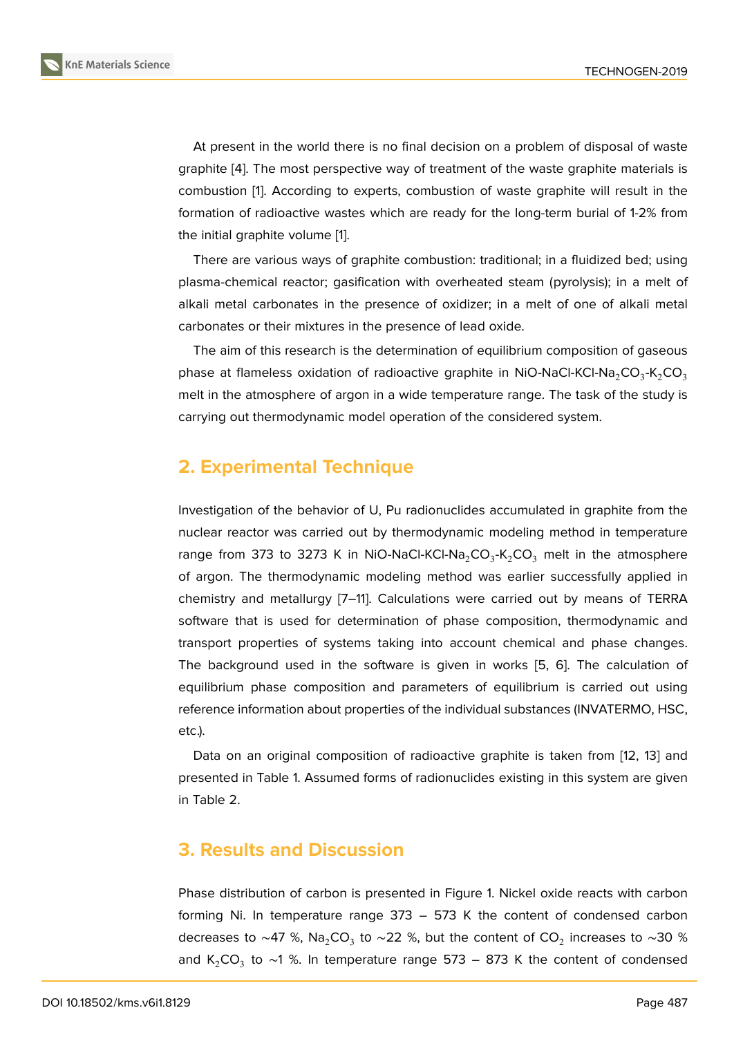At present in the world there is no final decision on a problem of disposal of waste graphite [4]. The most perspective way of treatment of the waste graphite materials is combustion [1]. According to experts, combustion of waste graphite will result in the formation of radioactive wastes which are ready for the long-term burial of 1-2% from the initial graphite volume [1].

There are various ways of graphite combustion: traditional; in a fluidized bed; using plasma-chemical reactor; gasification with overheated steam (pyrolysis); in a melt of alkali metal carbonates in the presence of oxidizer; in a melt of one of alkali metal carbonates or their mixtures in the presence of lead oxide.

The aim of this research is the determination of equilibrium composition of gaseous phase at flameless oxidation of radioactive graphite in $NiO$-$NaCl$-$KCl$-$Na_2CO_3$-$K_2CO_3$ melt in the atmosphere of argon in a wide temperature range. The task of the study is carrying out thermodynamic model operation of the considered system.

## 2. Experimental Technique

Investigation of the behavior of U, Pu radionuclides accumulated in graphite from the nuclear reactor was carried out by thermodynamic modeling method in temperature range from 373 to 3273 K in $NiO$-$NaCl$-$KCl$-$Na_2CO_3$-$K_2CO_3$ melt in the atmosphere of argon. The thermodynamic modeling method was earlier successfully applied in chemistry and metallurgy [7–11]. Calculations were carried out by means of TERRA software that is used for determination of phase composition, thermodynamic and transport properties of systems taking into account chemical and phase changes. The background used in the software is given in works [5, 6]. The calculation of equilibrium phase composition and parameters of equilibrium is carried out using reference information about properties of the individual substances (INVATERMO, HSC, etc.).

Data on an original composition of radioactive graphite is taken from [12, 13] and presented in Table 1. Assumed forms of radionuclides existing in this system are given in Table 2.

## 3. Results and Discussion

Phase distribution of carbon is presented in Figure 1. Nickel oxide reacts with carbon forming Ni. In temperature range 373 – 573 K the content of condensed carbon decreases to ~47 %, $Na_2CO_3$ to ~22 %, but the content of $CO_2$ increases to ~30 % and $K_2CO_3$ to ~1 %. In temperature range 573 – 873 K the content of condensed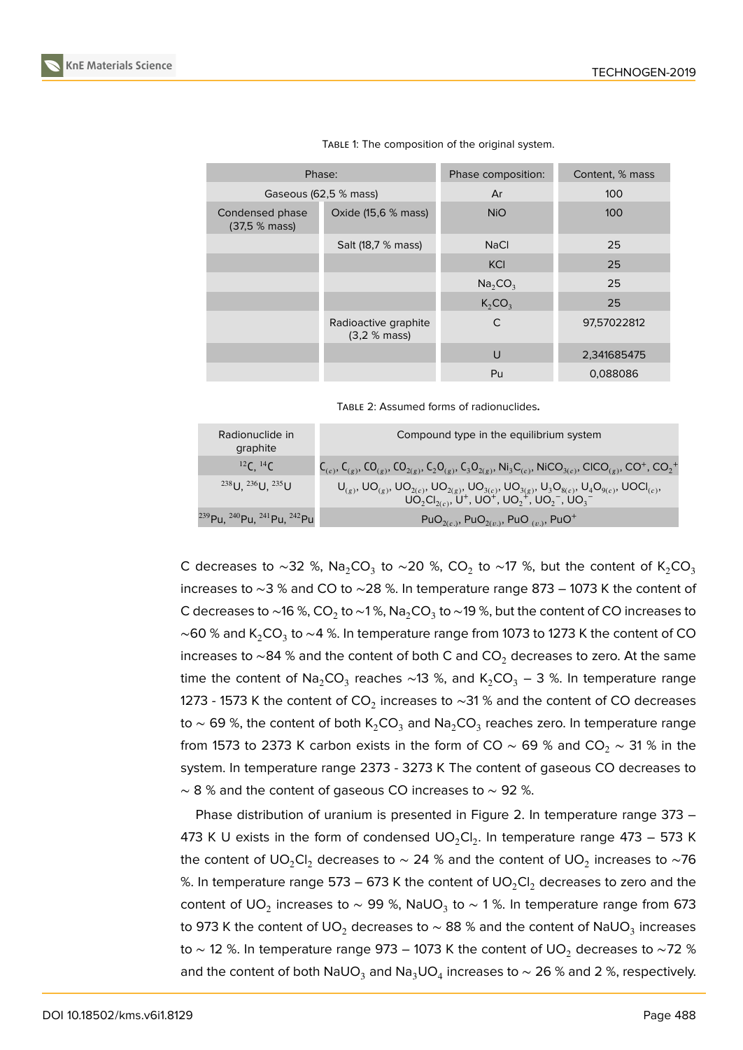Table 1: The composition of the original system.

| Phase: | | Phase composition: | Content, % mass |
|---|---|---|---|
| Gaseous (62,5 % mass) | | Ar | 100 |
| Condensed phase (37,5 % mass) | Oxide (15,6 % mass) | NiO | 100 |
| | Salt (18,7 % mass) | NaCl | 25 |
| | | KCl | 25 |
| | | $Na_2CO_3$ | 25 |
| | | $K_2CO_3$ | 25 |
| | Radioactive graphite (3,2 % mass) | C | 97,57022812 |
| | | U | 2,341685475 |
| | | Pu | 0,088086 |

Table 2: Assumed forms of radionuclides.

| Radionuclide in graphite | Compound type in the equilibrium system |
|---|---|
| $^{12}C$, $^{14}C$ | $C_{(c)}$, $C_{(g)}$, $CO_{(g)}$, $CO_{2(g)}$, $C_2O_{(g)}$, $C_3O_{2(g)}$, $Ni_3C_{(c)}$, $NiCO_{3(c)}$, $ClCO_{(g)}$, $CO^+$, $CO_2^+$ |
| $^{238}U$, $^{236}U$, $^{235}U$ | $U_{(g)}$, $UO_{(g)}$, $UO_{2(c)}$, $UO_{2(g)}$, $UO_{3(c)}$, $UO_{3(g)}$, $U_3O_{8(c)}$, $U_4O_{9(c)}$, $UOCl_{(c)}$, $UO_2Cl_{2(c)}$, $U^+$, $UO^+$, $UO_2^+$, $UO_2^-$, $UO_3^-$ |
| $^{239}Pu$, $^{240}Pu$, $^{241}Pu$, $^{242}Pu$ | $PuO_{2(c.)}$, $PuO_{2(v.)}$, $PuO_{(v.)}$, $PuO^+$ |

C decreases to ~32 %, $Na_2CO_3$ to ~20 %, $CO_2$ to ~17 %, but the content of $K_2CO_3$ increases to ~3 % and CO to ~28 %. In temperature range 873 – 1073 K the content of C decreases to ~16 %, $CO_2$ to ~1 %, $Na_2CO_3$ to ~19 %, but the content of CO increases to ~60 % and $K_2CO_3$ to ~4 %. In temperature range from 1073 to 1273 K the content of CO increases to ~84 % and the content of both C and $CO_2$ decreases to zero. At the same time the content of $Na_2CO_3$ reaches ~13 %, and $K_2CO_3$ – 3 %. In temperature range 1273 - 1573 K the content of $CO_2$ increases to ~31 % and the content of CO decreases to ~ 69 %, the content of both $K_2CO_3$ and $Na_2CO_3$ reaches zero. In temperature range from 1573 to 2373 K carbon exists in the form of CO ~ 69 % and $CO_2$ ~ 31 % in the system. In temperature range 2373 - 3273 K The content of gaseous CO decreases to ~ 8 % and the content of gaseous CO increases to ~ 92 %.

Phase distribution of uranium is presented in Figure 2. In temperature range 373 – 473 K U exists in the form of condensed $UO_2Cl_2$. In temperature range 473 – 573 K the content of $UO_2Cl_2$ decreases to ~ 24 % and the content of $UO_2$ increases to ~76 %. In temperature range 573 – 673 K the content of $UO_2Cl_2$ decreases to zero and the content of $UO_2$ increases to ~ 99 %, $NaUO_3$ to ~ 1 %. In temperature range from 673 to 973 K the content of $UO_2$ decreases to ~ 88 % and the content of $NaUO_3$ increases to ~ 12 %. In temperature range 973 – 1073 K the content of $UO_2$ decreases to ~72 % and the content of both $NaUO_3$ and $Na_3UO_4$ increases to ~ 26 % and 2 %, respectively.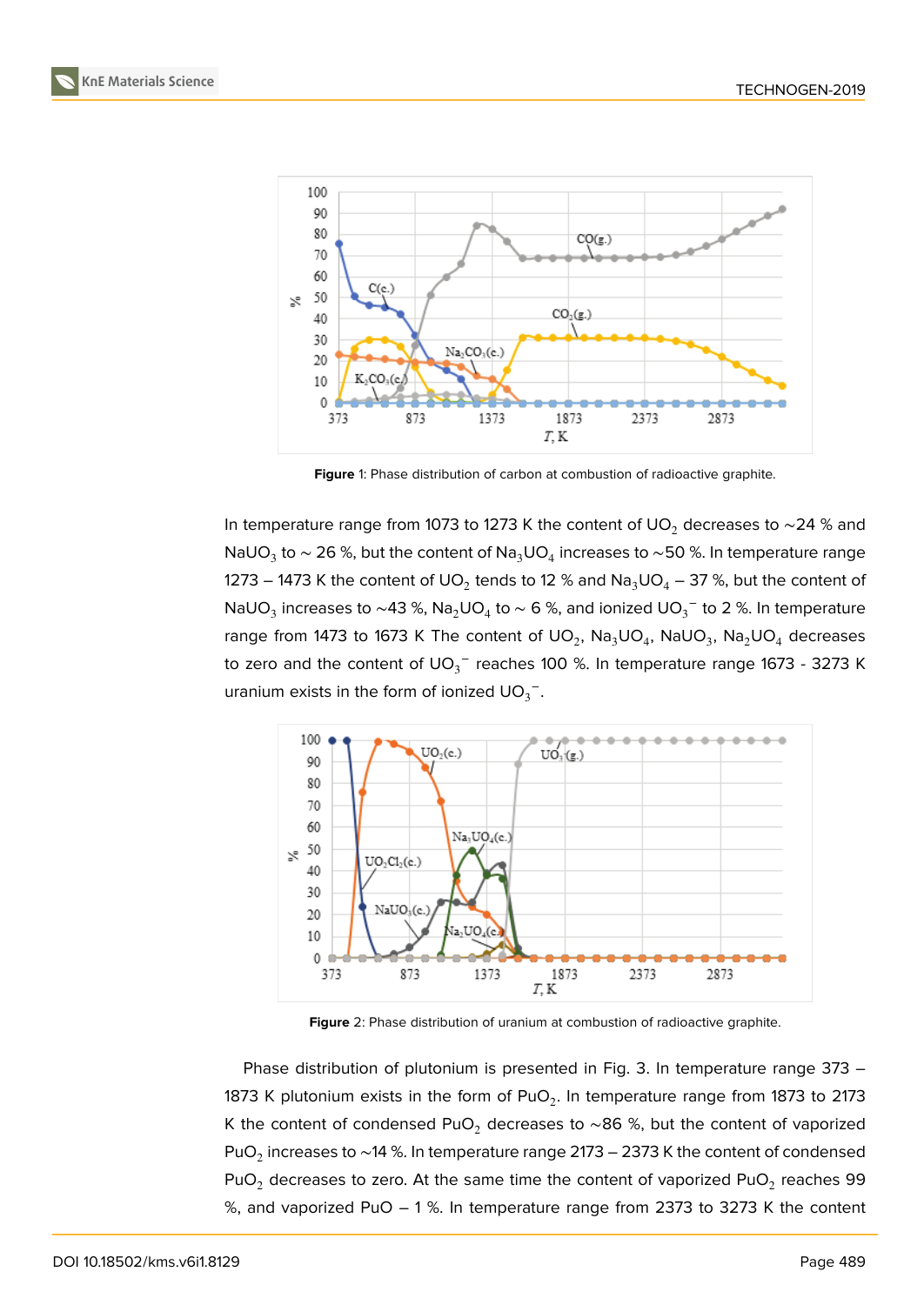Figure 1: Phase distribution of carbon at combustion of radioactive graphite.

In temperature range from 1073 to 1273 K the content of $UO_2$ decreases to ~24 % and $NaUO_3$ to ~ 26 %, but the content of $Na_3UO_4$ increases to ~50 %. In temperature range 1273 – 1473 K the content of $UO_2$ tends to 12 % and $Na_3UO_4$ – 37 %, but the content of $NaUO_3$ increases to ~43 %, $Na_2UO_4$ to ~ 6 %, and ionized $UO_3^-$ to 2 %. In temperature range from 1473 to 1673 K The content of $UO_2$, $Na_3UO_4$, $NaUO_3$, $Na_2UO_4$ decreases to zero and the content of $UO_3^-$ reaches 100 %. In temperature range 1673 - 3273 K uranium exists in the form of ionized $UO_3^-$.

Figure 2: Phase distribution of uranium at combustion of radioactive graphite.

Phase distribution of plutonium is presented in Fig. 3. In temperature range 373 – 1873 K plutonium exists in the form of $PuO_2$. In temperature range from 1873 to 2173 K the content of condensed $PuO_2$ decreases to ~86 %, but the content of vaporized $PuO_2$ increases to ~14 %. In temperature range 2173 – 2373 K the content of condensed $PuO_2$ decreases to zero. At the same time the content of vaporized $PuO_2$ reaches 99 %, and vaporized PuO – 1 %. In temperature range from 2373 to 3273 K the content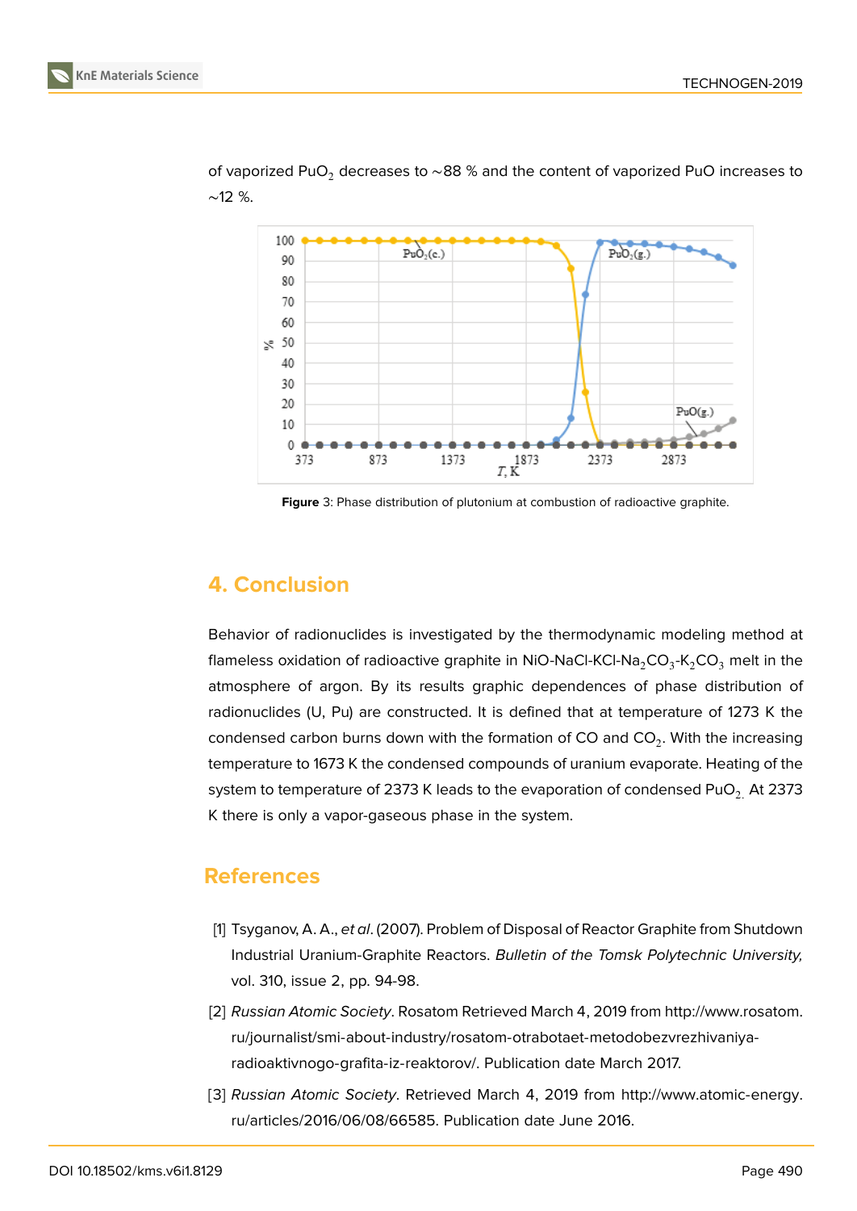of vaporized $PuO_2$ decreases to ~88 % and the content of vaporized PuO increases to ~12 %.

**Figure** 3: Phase distribution of plutonium at combustion of radioactive graphite.

## 4. Conclusion

Behavior of radionuclides is investigated by the thermodynamic modeling method at flameless oxidation of radioactive graphite in NiO-NaCl-KCl-$Na_2CO_3$-$K_2CO_3$ melt in the atmosphere of argon. By its results graphic dependences of phase distribution of radionuclides (U, Pu) are constructed. It is defined that at temperature of 1273 K the condensed carbon burns down with the formation of CO and $CO_2$. With the increasing temperature to 1673 K the condensed compounds of uranium evaporate. Heating of the system to temperature of 2373 K leads to the evaporation of condensed $PuO_2$. At 2373 K there is only a vapor-gaseous phase in the system.

## References

[1] Tsyganov, A. A., *et al*. (2007). Problem of Disposal of Reactor Graphite from Shutdown Industrial Uranium-Graphite Reactors. *Bulletin of the Tomsk Polytechnic University,* vol. 310, issue 2, pp. 94-98.

[2] *Russian Atomic Society*. Rosatom Retrieved March 4, 2019 from http://www.rosatom.ru/journalist/smi-about-industry/rosatom-otrabotaet-metodobezvrezhivaniya-radioaktivnogo-grafita-iz-reaktorov/. Publication date March 2017.

[3] *Russian Atomic Society*. Retrieved March 4, 2019 from http://www.atomic-energy.ru/articles/2016/06/08/66585. Publication date June 2016.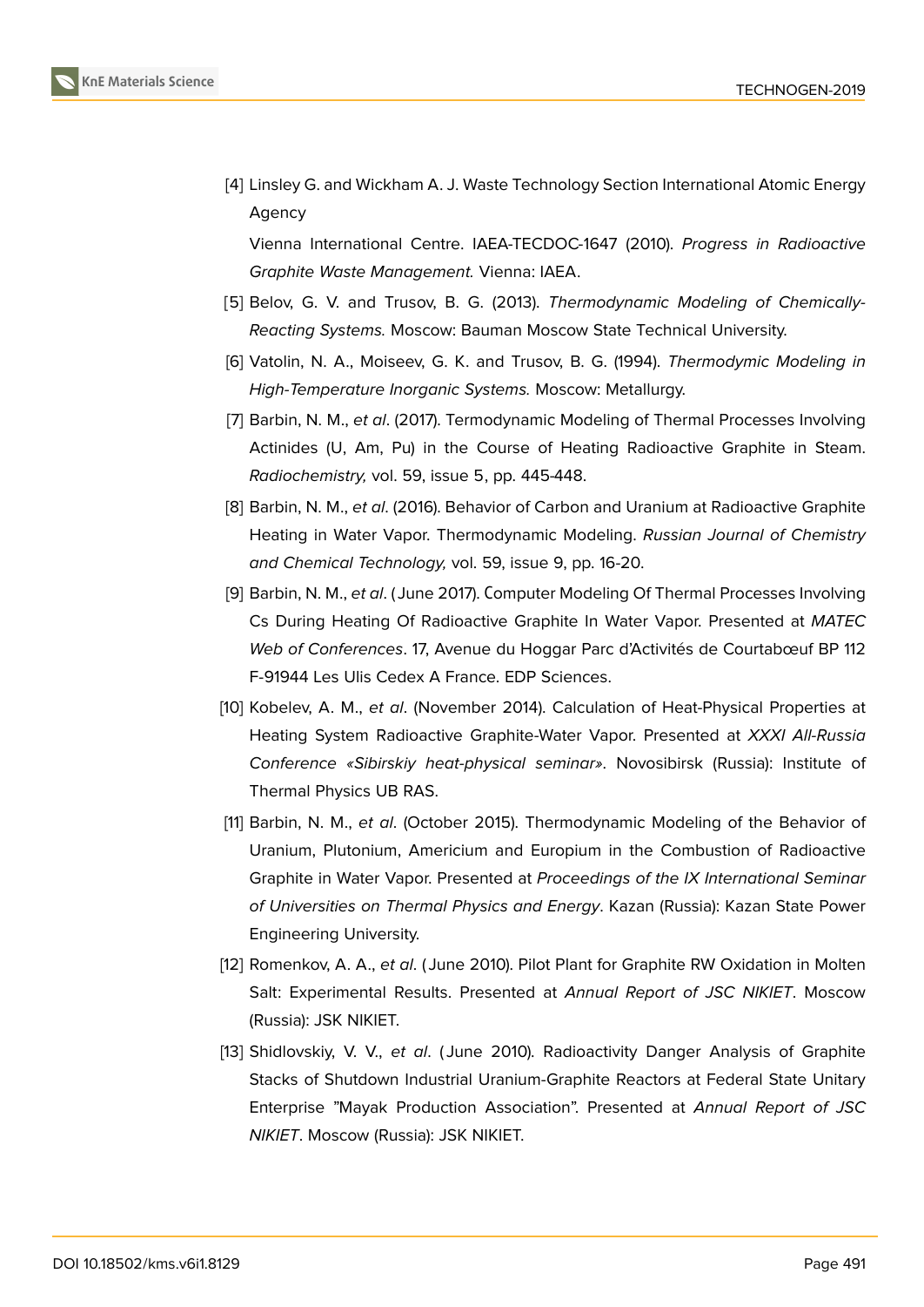[4] Linsley G. and Wickham A. J. Waste Technology Section International Atomic Energy Agency

Vienna International Centre. IAEA-TECDOC-1647 (2010). *Progress in Radioactive Graphite Waste Management.* Vienna: IAEA.

[5] Belov, G. V. and Trusov, B. G. (2013). *Thermodynamic Modeling of Chemically-Reacting Systems.* Moscow: Bauman Moscow State Technical University.

[6] Vatolin, N. A., Moiseev, G. K. and Trusov, B. G. (1994). *Thermodymic Modeling in High-Temperature Inorganic Systems.* Moscow: Metallurgy.

[7] Barbin, N. M., *et al*. (2017). Termodynamic Modeling of Thermal Processes Involving Actinides (U, Am, Pu) in the Course of Heating Radioactive Graphite in Steam. *Radiochemistry,* vol. 59, issue 5, pp. 445-448.

[8] Barbin, N. M., *et al*. (2016). Behavior of Carbon and Uranium at Radioactive Graphite Heating in Water Vapor. Thermodynamic Modeling. *Russian Journal of Chemistry and Chemical Technology,* vol. 59, issue 9, pp. 16-20.

[9] Barbin, N. M., *et al*. (June 2017). Computer Modeling Of Thermal Processes Involving Cs During Heating Of Radioactive Graphite In Water Vapor. Presented at *MATEC Web of Conferences*. 17, Avenue du Hoggar Parc d'Activités de Courtabœuf BP 112 F-91944 Les Ulis Cedex A France. EDP Sciences.

[10] Kobelev, A. M., *et al*. (November 2014). Calculation of Heat-Physical Properties at Heating System Radioactive Graphite-Water Vapor. Presented at *XXXI All-Russia Conference «Sibirskiy heat-physical seminar»*. Novosibirsk (Russia): Institute of Thermal Physics UB RAS.

[11] Barbin, N. M., *et al*. (October 2015). Thermodynamic Modeling of the Behavior of Uranium, Plutonium, Americium and Europium in the Combustion of Radioactive Graphite in Water Vapor. Presented at *Proceedings of the IX International Seminar of Universities on Thermal Physics and Energy*. Kazan (Russia): Kazan State Power Engineering University.

[12] Romenkov, A. A., *et al*. (June 2010). Pilot Plant for Graphite RW Oxidation in Molten Salt: Experimental Results. Presented at *Annual Report of JSC NIKIET*. Moscow (Russia): JSK NIKIET.

[13] Shidlovskiy, V. V., *et al*. (June 2010). Radioactivity Danger Analysis of Graphite Stacks of Shutdown Industrial Uranium-Graphite Reactors at Federal State Unitary Enterprise "Mayak Production Association". Presented at *Annual Report of JSC NIKIET*. Moscow (Russia): JSK NIKIET.